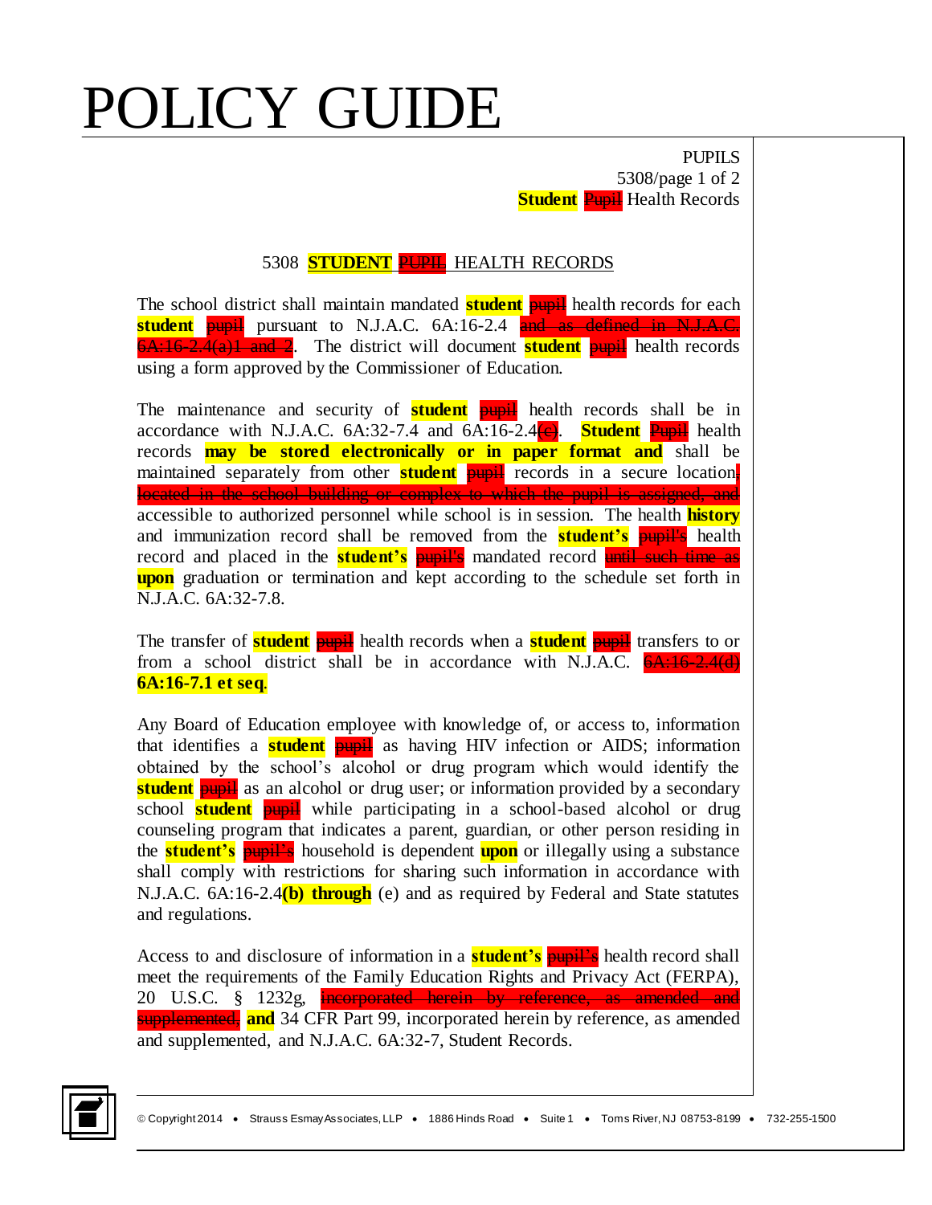## 5308 **STUDENT** ~~PUPIL~~ HEALTH RECORDS

The school district shall maintain mandated **student** ~~pupil~~ health records for each **student** ~~pupil~~ pursuant to N.J.A.C. 6A:16-2.4 ~~and as defined in N.J.A.C. 6A:16-2.4(a)1 and 2~~. The district will document **student** ~~pupil~~ health records using a form approved by the Commissioner of Education.

The maintenance and security of **student** ~~pupil~~ health records shall be in accordance with N.J.A.C. 6A:32-7.4 and 6A:16-2.4~~(c)~~. **Student** ~~Pupil~~ health records **may be stored electronically or in paper format and** shall be maintained separately from other **student** ~~pupil~~ records in a secure location~~, located in the school building or complex to which the pupil is assigned, and~~ accessible to authorized personnel while school is in session. The health **history** and immunization record shall be removed from the **student's** ~~pupil's~~ health record and placed in the **student's** ~~pupil's~~ mandated record ~~until such time as~~ **upon** graduation or termination and kept according to the schedule set forth in N.J.A.C. 6A:32-7.8.

The transfer of **student** ~~pupil~~ health records when a **student** ~~pupil~~ transfers to or from a school district shall be in accordance with N.J.A.C. ~~6A:16-2.4(d)~~ **6A:16-7.1 et seq**.

Any Board of Education employee with knowledge of, or access to, information that identifies a **student** ~~pupil~~ as having HIV infection or AIDS; information obtained by the school's alcohol or drug program which would identify the **student** ~~pupil~~ as an alcohol or drug user; or information provided by a secondary school **student** ~~pupil~~ while participating in a school-based alcohol or drug counseling program that indicates a parent, guardian, or other person residing in the **student's** ~~pupil's~~ household is dependent **upon** or illegally using a substance shall comply with restrictions for sharing such information in accordance with N.J.A.C. 6A:16-2.4**(b) through** (e) and as required by Federal and State statutes and regulations.

Access to and disclosure of information in a **student's** ~~pupil's~~ health record shall meet the requirements of the Family Education Rights and Privacy Act (FERPA), 20 U.S.C. § 1232g, ~~incorporated herein by reference, as amended and supplemented,~~ **and** 34 CFR Part 99, incorporated herein by reference, as amended and supplemented, and N.J.A.C. 6A:32-7, Student Records.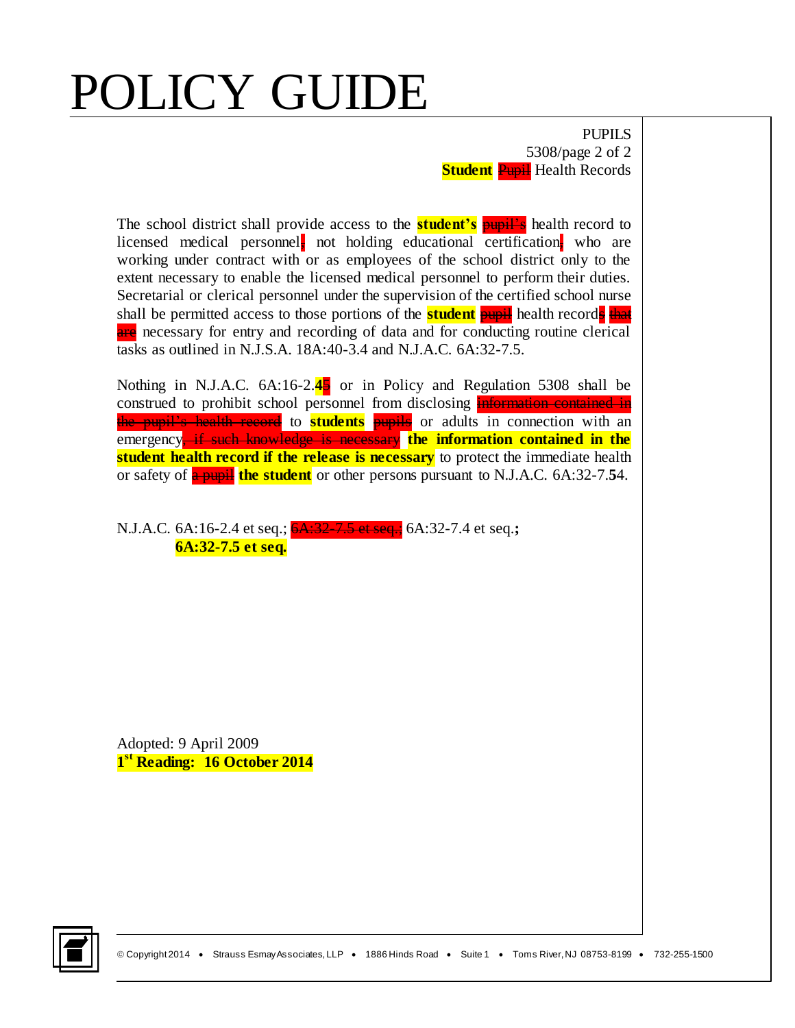The school district shall provide access to the **student's** ~~pupil's~~ health record to licensed medical personnel~~,~~ not holding educational certification~~,~~ who are working under contract with or as employees of the school district only to the extent necessary to enable the licensed medical personnel to perform their duties. Secretarial or clerical personnel under the supervision of the certified school nurse shall be permitted access to those portions of the **student** ~~pupil~~ health record~~s that are~~ necessary for entry and recording of data and for conducting routine clerical tasks as outlined in N.J.S.A. 18A:40-3.4 and N.J.A.C. 6A:32-7.5.

Nothing in N.J.A.C. 6A:16-2.**4**~~5~~ or in Policy and Regulation 5308 shall be construed to prohibit school personnel from disclosing ~~information contained in the pupil's health record~~ to **students** ~~pupils~~ or adults in connection with an emergency~~, if such knowledge is necessary~~ **the information contained in the student health record if the release is necessary** to protect the immediate health or safety of ~~a pupil~~ **the student** or other persons pursuant to N.J.A.C. 6A:32-7.**5**4.

N.J.A.C. 6A:16-2.4 et seq.; ~~6A:32-7.5 et seq.;~~ 6A:32-7.4 et seq.**;**
**6A:32-7.5 et seq.**

Adopted: 9 April 2009
**1st Reading: 16 October 2014**